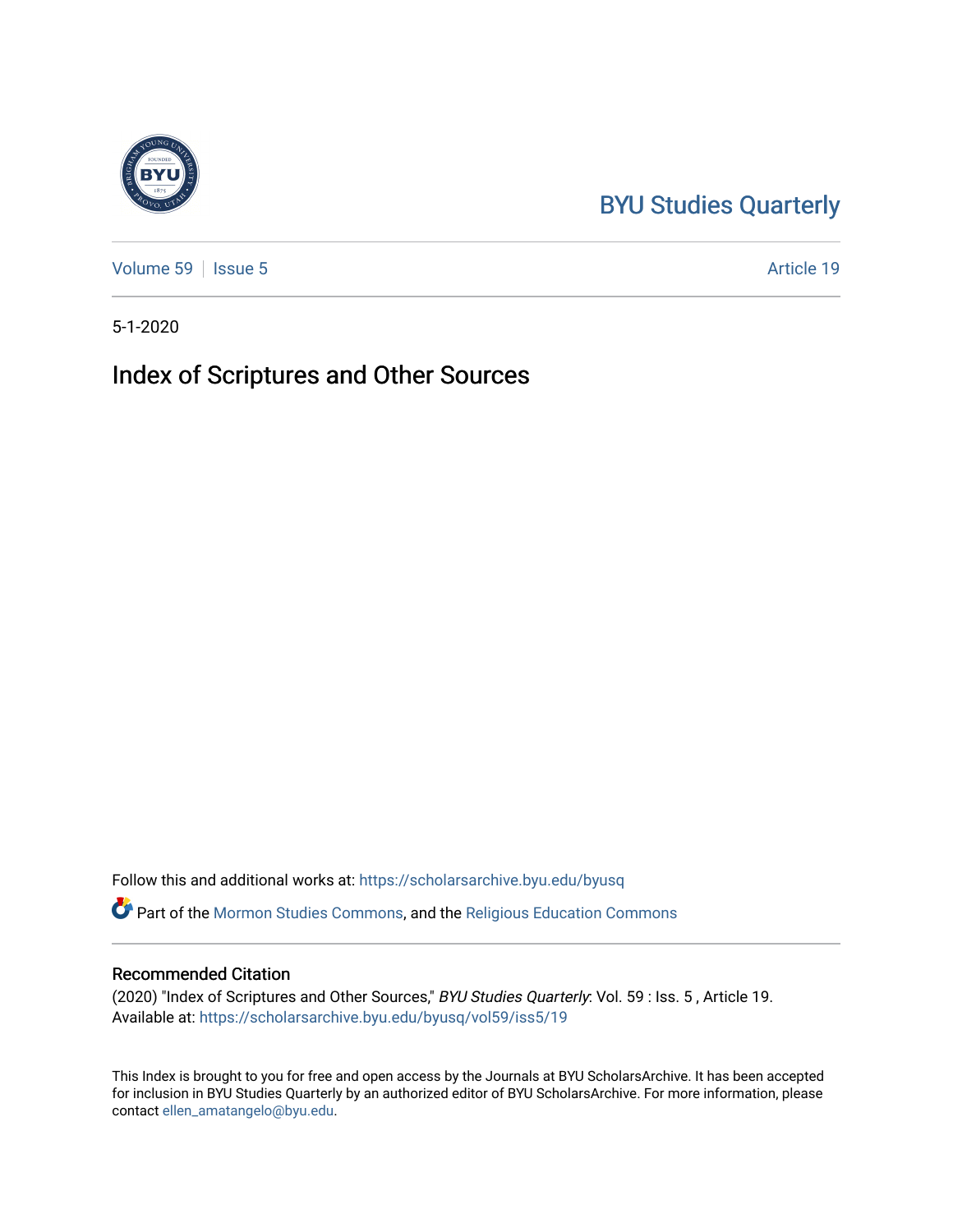BYU Studies Quarterly

Volume 59 | Issue 5 | Article 19

5-1-2020

# Index of Scriptures and Other Sources

Follow this and additional works at: https://scholarsarchive.byu.edu/byusq

Part of the Mormon Studies Commons, and the Religious Education Commons

## Recommended Citation

(2020) "Index of Scriptures and Other Sources," *BYU Studies Quarterly*: Vol. 59 : Iss. 5 , Article 19.
Available at: https://scholarsarchive.byu.edu/byusq/vol59/iss5/19

This Index is brought to you for free and open access by the Journals at BYU ScholarsArchive. It has been accepted for inclusion in BYU Studies Quarterly by an authorized editor of BYU ScholarsArchive. For more information, please contact ellen_amatangelo@byu.edu.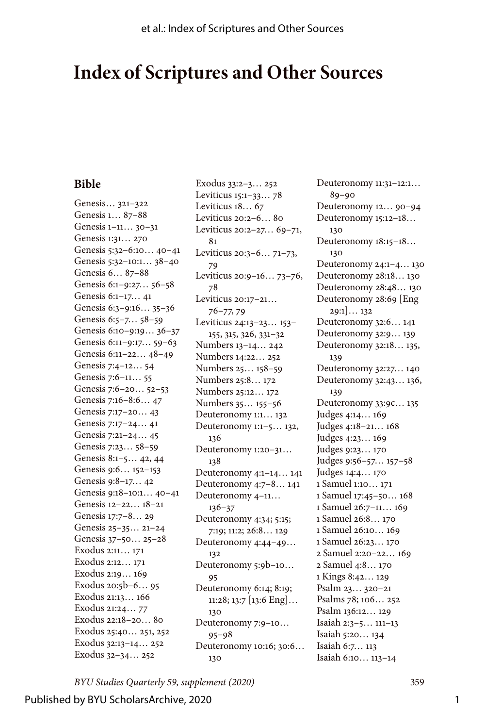# Index of Scriptures and Other Sources

## Bible

Genesis… 321–322
Genesis 1… 87–88
Genesis 1–11… 30–31
Genesis 1:31… 270
Genesis 5:32–6:10… 40–41
Genesis 5:32–10:1… 38–40
Genesis 6… 87–88
Genesis 6:1–9:27… 56–58
Genesis 6:1–17… 41
Genesis 6:3–9:16… 35–36
Genesis 6:5–7… 58–59
Genesis 6:10–9:19… 36–37
Genesis 6:11–9:17… 59–63
Genesis 6:11–22… 48–49
Genesis 7:4–12… 54
Genesis 7:6–11… 55
Genesis 7:6–20… 52–53
Genesis 7:16–8:6… 47
Genesis 7:17–20… 43
Genesis 7:17–24… 41
Genesis 7:21–24… 45
Genesis 7:23… 58–59
Genesis 8:1–5… 42, 44
Genesis 9:6… 152–153
Genesis 9:8–17… 42
Genesis 9:18–10:1… 40–41
Genesis 12–22… 18–21
Genesis 17:7–8… 29
Genesis 25–35… 21–24
Genesis 37–50… 25–28
Exodus 2:11… 171
Exodus 2:12… 171
Exodus 2:19… 169
Exodus 20:5b–6… 95
Exodus 21:13… 166
Exodus 21:24… 77
Exodus 22:18–20… 80
Exodus 25:40… 251, 252
Exodus 32:13–14… 252
Exodus 32–34… 252
Exodus 33:2–3… 252
Leviticus 15:1–33… 78
Leviticus 18… 67
Leviticus 20:2–6… 80
Leviticus 20:2–27… 69–71, 81
Leviticus 20:3–6… 71–73, 79
Leviticus 20:9–16… 73–76, 78
Leviticus 20:17–21… 76–77, 79
Leviticus 24:13–23… 153–155, 315, 326, 331–32
Numbers 13–14… 242
Numbers 14:22… 252
Numbers 25… 158–59
Numbers 25:8… 172
Numbers 25:12… 172
Numbers 35… 155–56
Deuteronomy 1:1… 132
Deuteronomy 1:1–5… 132, 136
Deuteronomy 1:20–31… 138
Deuteronomy 4:1–14… 141
Deuteronomy 4:7–8… 141
Deuteronomy 4–11… 136–37
Deuteronomy 4:34; 5:15; 7:19; 11:2; 26:8… 129
Deuteronomy 4:44–49… 132
Deuteronomy 5:9b–10… 95
Deuteronomy 6:14; 8:19; 11:28; 13:7 [13:6 Eng]… 130
Deuteronomy 7:9–10… 95–98
Deuteronomy 10:16; 30:6… 130
Deuteronomy 11:31–12:1… 89–90
Deuteronomy 12… 90–94
Deuteronomy 15:12–18… 130
Deuteronomy 18:15–18… 130
Deuteronomy 24:1–4… 130
Deuteronomy 28:18… 130
Deuteronomy 28:48… 130
Deuteronomy 28:69 [Eng 29:1]… 132
Deuteronomy 32:6… 141
Deuteronomy 32:9… 139
Deuteronomy 32:18… 135, 139
Deuteronomy 32:27… 140
Deuteronomy 32:43… 136, 139
Deuteronomy 33:9c… 135
Judges 4:14… 169
Judges 4:18–21… 168
Judges 4:23… 169
Judges 9:23… 170
Judges 9:56–57… 157–58
Judges 14:4… 170
1 Samuel 1:10… 171
1 Samuel 17:45–50… 168
1 Samuel 26:7–11… 169
1 Samuel 26:8… 170
1 Samuel 26:10… 169
1 Samuel 26:23… 170
2 Samuel 2:20–22… 169
2 Samuel 4:8… 170
1 Kings 8:42… 129
Psalm 23… 320–21
Psalms 78; 106… 252
Psalm 136:12… 129
Isaiah 2:3–5… 111–13
Isaiah 5:20… 134
Isaiah 6:7… 113
Isaiah 6:10… 113–14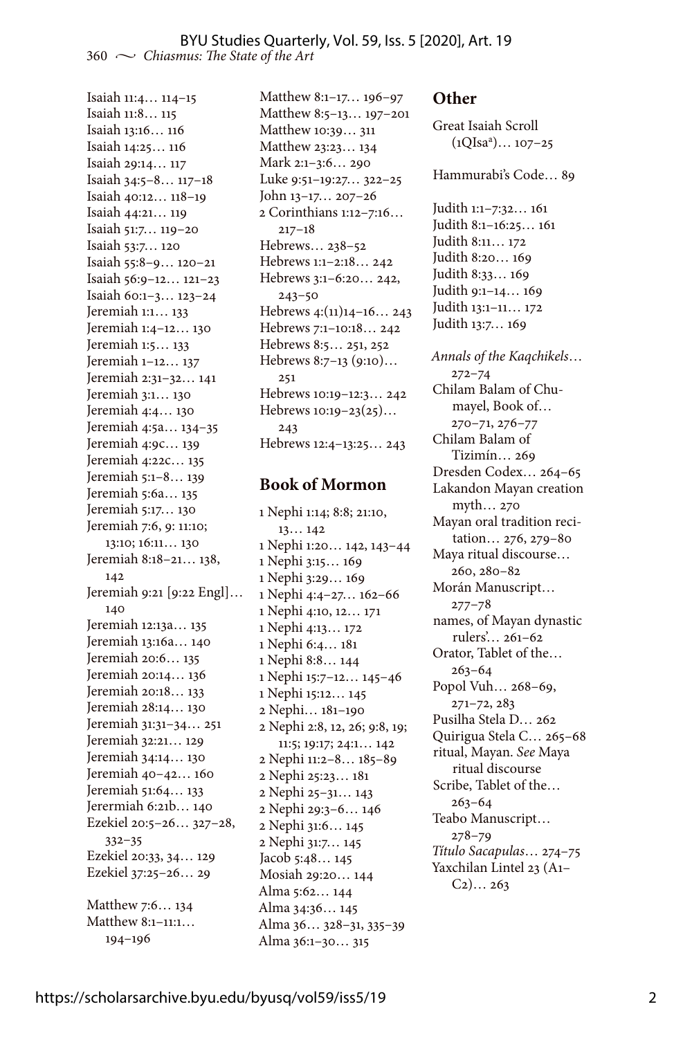Isaiah 11:4… 114–15
Isaiah 11:8… 115
Isaiah 13:16… 116
Isaiah 14:25… 116
Isaiah 29:14… 117
Isaiah 34:5–8… 117–18
Isaiah 40:12… 118–19
Isaiah 44:21… 119
Isaiah 51:7… 119–20
Isaiah 53:7… 120
Isaiah 55:8–9… 120–21
Isaiah 56:9–12… 121–23
Isaiah 60:1–3… 123–24
Jeremiah 1:1… 133
Jeremiah 1:4–12… 130
Jeremiah 1:5… 133
Jeremiah 1–12… 137
Jeremiah 2:31–32… 141
Jeremiah 3:1… 130
Jeremiah 4:4… 130
Jeremiah 4:5a… 134–35
Jeremiah 4:9c… 139
Jeremiah 4:22c… 135
Jeremiah 5:1–8… 139
Jeremiah 5:6a… 135
Jeremiah 5:17… 130
Jeremiah 7:6, 9: 11:10; 13:10; 16:11… 130
Jeremiah 8:18–21… 138, 142
Jeremiah 9:21 [9:22 Engl]… 140
Jeremiah 12:13a… 135
Jeremiah 13:16a… 140
Jeremiah 20:6… 135
Jeremiah 20:14… 136
Jeremiah 20:18… 133
Jeremiah 28:14… 130
Jeremiah 31:31–34… 251
Jeremiah 32:21… 129
Jeremiah 34:14… 130
Jeremiah 40–42… 160
Jeremiah 51:64… 133
Jerermiah 6:21b… 140
Ezekiel 20:5–26… 327–28, 332–35
Ezekiel 20:33, 34… 129
Ezekiel 37:25–26… 29

Matthew 7:6… 134
Matthew 8:1–11:1… 194–196
Matthew 8:1–17… 196–97
Matthew 8:5–13… 197–201
Matthew 10:39… 311
Matthew 23:23… 134
Mark 2:1–3:6… 290
Luke 9:51–19:27… 322–25
John 13–17… 207–26
2 Corinthians 1:12–7:16… 217–18
Hebrews… 238–52
Hebrews 1:1–2:18… 242
Hebrews 3:1–6:20… 242, 243–50
Hebrews 4:(11)14–16… 243
Hebrews 7:1–10:18… 242
Hebrews 8:5… 251, 252
Hebrews 8:7–13 (9:10)… 251
Hebrews 10:19–12:3… 242
Hebrews 10:19–23(25)… 243
Hebrews 12:4–13:25… 243

## Book of Mormon

1 Nephi 1:14; 8:8; 21:10, 13… 142
1 Nephi 1:20… 142, 143–44
1 Nephi 3:15… 169
1 Nephi 3:29… 169
1 Nephi 4:4–27… 162–66
1 Nephi 4:10, 12… 171
1 Nephi 4:13… 172
1 Nephi 6:4… 181
1 Nephi 8:8… 144
1 Nephi 15:7–12… 145–46
1 Nephi 15:12… 145
2 Nephi… 181–190
2 Nephi 2:8, 12, 26; 9:8, 19; 11:5; 19:17; 24:1… 142
2 Nephi 11:2–8… 185–89
2 Nephi 25:23… 181
2 Nephi 25–31… 143
2 Nephi 29:3–6… 146
2 Nephi 31:6… 145
2 Nephi 31:7… 145
Jacob 5:48… 145
Mosiah 29:20… 144
Alma 5:62… 144
Alma 34:36… 145
Alma 36… 328–31, 335–39
Alma 36:1–30… 315

## Other

Great Isaiah Scroll (1QIsa[a])… 107–25

Hammurabi's Code… 89

Judith 1:1–7:32… 161
Judith 8:1–16:25… 161
Judith 8:11… 172
Judith 8:20… 169
Judith 8:33… 169
Judith 9:1–14… 169
Judith 13:1–11… 172
Judith 13:7… 169

*Annals of the Kaqchikels*… 272–74
Chilam Balam of Chumayel, Book of… 270–71, 276–77
Chilam Balam of Tizimín… 269
Dresden Codex… 264–65
Lakandon Mayan creation myth… 270
Mayan oral tradition recitation… 276, 279–80
Maya ritual discourse… 260, 280–82
Morán Manuscript… 277–78
names, of Mayan dynastic rulers'… 261–62
Orator, Tablet of the… 263–64
Popol Vuh… 268–69, 271–72, 283
Pusilha Stela D… 262
Quirigua Stela C… 265–68
ritual, Mayan. *See* Maya ritual discourse
Scribe, Tablet of the… 263–64
Teabo Manuscript… 278–79
*Título Sacapulas*… 274–75
Yaxchilan Lintel 23 (A1–C2)… 263